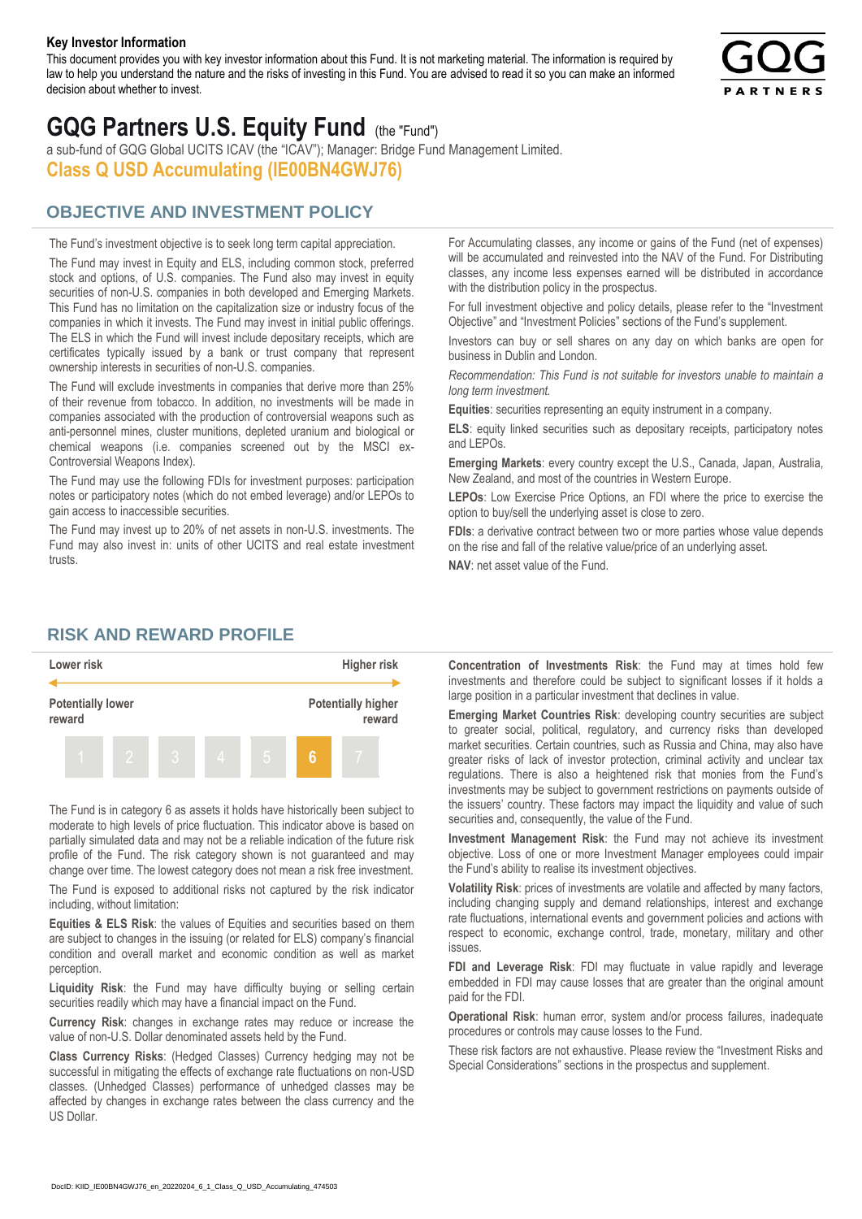**Key Investor Information**

This document provides you with key investor information about this Fund. It is not marketing material. The information is required by law to help you understand the nature and the risks of investing in this Fund. You are advised to read it so you can make an informed decision about whether to invest.

# GQG Partners U.S. Equity Fund (the "Fund")

a sub-fund of GQG Global UCITS ICAV (the "ICAV"); Manager: Bridge Fund Management Limited.

**Class Q USD Accumulating (IE00BN4GWJ76)**

## OBJECTIVE AND INVESTMENT POLICY

The Fund's investment objective is to seek long term capital appreciation.

The Fund may invest in Equity and ELS, including common stock, preferred stock and options, of U.S. companies. The Fund also may invest in equity securities of non-U.S. companies in both developed and Emerging Markets. This Fund has no limitation on the capitalization size or industry focus of the companies in which it invests. The Fund may invest in initial public offerings. The ELS in which the Fund will invest include depositary receipts, which are certificates typically issued by a bank or trust company that represent ownership interests in securities of non-U.S. companies.

The Fund will exclude investments in companies that derive more than 25% of their revenue from tobacco. In addition, no investments will be made in companies associated with the production of controversial weapons such as anti-personnel mines, cluster munitions, depleted uranium and biological or chemical weapons (i.e. companies screened out by the MSCI ex-Controversial Weapons Index).

The Fund may use the following FDIs for investment purposes: participation notes or participatory notes (which do not embed leverage) and/or LEPOs to gain access to inaccessible securities.

The Fund may invest up to 20% of net assets in non-U.S. investments. The Fund may also invest in: units of other UCITS and real estate investment trusts.

For Accumulating classes, any income or gains of the Fund (net of expenses) will be accumulated and reinvested into the NAV of the Fund. For Distributing classes, any income less expenses earned will be distributed in accordance with the distribution policy in the prospectus.

For full investment objective and policy details, please refer to the "Investment Objective" and "Investment Policies" sections of the Fund's supplement.

Investors can buy or sell shares on any day on which banks are open for business in Dublin and London.

*Recommendation: This Fund is not suitable for investors unable to maintain a long term investment.*

**Equities**: securities representing an equity instrument in a company.

**ELS**: equity linked securities such as depositary receipts, participatory notes and LEPOs.

**Emerging Markets**: every country except the U.S., Canada, Japan, Australia, New Zealand, and most of the countries in Western Europe.

**LEPOs**: Low Exercise Price Options, an FDI where the price to exercise the option to buy/sell the underlying asset is close to zero.

**FDIs**: a derivative contract between two or more parties whose value depends on the rise and fall of the relative value/price of an underlying asset.

**NAV**: net asset value of the Fund.

## RISK AND REWARD PROFILE

| Lower risk | | | | | | Higher risk |
|---|---|---|---|---|---|---|
| Potentially lower reward | | | | | | Potentially higher reward |
| 1 | 2 | 3 | 4 | 5 | **6** | 7 |

The Fund is in category 6 as assets it holds have historically been subject to moderate to high levels of price fluctuation. This indicator above is based on partially simulated data and may not be a reliable indication of the future risk profile of the Fund. The risk category shown is not guaranteed and may change over time. The lowest category does not mean a risk free investment.

The Fund is exposed to additional risks not captured by the risk indicator including, without limitation:

**Equities & ELS Risk**: the values of Equities and securities based on them are subject to changes in the issuing (or related for ELS) company's financial condition and overall market and economic condition as well as market perception.

**Liquidity Risk**: the Fund may have difficulty buying or selling certain securities readily which may have a financial impact on the Fund.

**Currency Risk**: changes in exchange rates may reduce or increase the value of non-U.S. Dollar denominated assets held by the Fund.

**Class Currency Risks**: (Hedged Classes) Currency hedging may not be successful in mitigating the effects of exchange rate fluctuations on non-USD classes. (Unhedged Classes) performance of unhedged classes may be affected by changes in exchange rates between the class currency and the US Dollar.

**Concentration of Investments Risk**: the Fund may at times hold few investments and therefore could be subject to significant losses if it holds a large position in a particular investment that declines in value.

**Emerging Market Countries Risk**: developing country securities are subject to greater social, political, regulatory, and currency risks than developed market securities. Certain countries, such as Russia and China, may also have greater risks of lack of investor protection, criminal activity and unclear tax regulations. There is also a heightened risk that monies from the Fund's investments may be subject to government restrictions on payments outside of the issuers' country. These factors may impact the liquidity and value of such securities and, consequently, the value of the Fund.

**Investment Management Risk**: the Fund may not achieve its investment objective. Loss of one or more Investment Manager employees could impair the Fund's ability to realise its investment objectives.

**Volatility Risk**: prices of investments are volatile and affected by many factors, including changing supply and demand relationships, interest and exchange rate fluctuations, international events and government policies and actions with respect to economic, exchange control, trade, monetary, military and other issues.

**FDI and Leverage Risk**: FDI may fluctuate in value rapidly and leverage embedded in FDI may cause losses that are greater than the original amount paid for the FDI.

**Operational Risk**: human error, system and/or process failures, inadequate procedures or controls may cause losses to the Fund.

These risk factors are not exhaustive. Please review the "Investment Risks and Special Considerations" sections in the prospectus and supplement.

DocID: KIID_IE00BN4GWJ76_en_20220204_6_1_Class_Q_USD_Accumulating_474503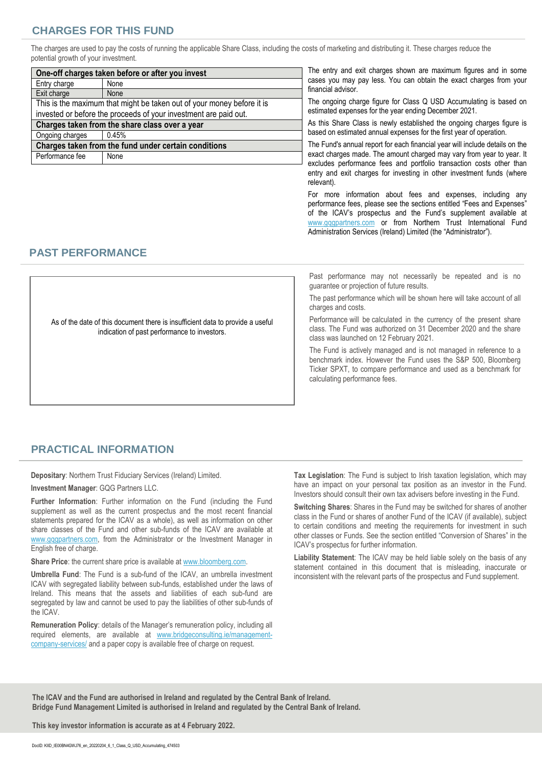## CHARGES FOR THIS FUND

The charges are used to pay the costs of running the applicable Share Class, including the costs of marketing and distributing it. These charges reduce the potential growth of your investment.

| One-off charges taken before or after you invest | |
|---|---|
| Entry charge | None |
| Exit charge | None |
| This is the maximum that might be taken out of your money before it is invested or before the proceeds of your investment are paid out. | |
| **Charges taken from the share class over a year** | |
| Ongoing charges | 0.45% |
| **Charges taken from the fund under certain conditions** | |
| Performance fee | None |

The entry and exit charges shown are maximum figures and in some cases you may pay less. You can obtain the exact charges from your financial advisor.

The ongoing charge figure for Class Q USD Accumulating is based on estimated expenses for the year ending December 2021.

As this Share Class is newly established the ongoing charges figure is based on estimated annual expenses for the first year of operation.

The Fund's annual report for each financial year will include details on the exact charges made. The amount charged may vary from year to year. It excludes performance fees and portfolio transaction costs other than entry and exit charges for investing in other investment funds (where relevant).

For more information about fees and expenses, including any performance fees, please see the sections entitled "Fees and Expenses" of the ICAV's prospectus and the Fund's supplement available at www.gqgpartners.com or from Northern Trust International Fund Administration Services (Ireland) Limited (the "Administrator").

## PAST PERFORMANCE

As of the date of this document there is insufficient data to provide a useful indication of past performance to investors.

Past performance may not necessarily be repeated and is no guarantee or projection of future results.

The past performance which will be shown here will take account of all charges and costs.

Performance will be calculated in the currency of the present share class. The Fund was authorized on 31 December 2020 and the share class was launched on 12 February 2021.

The Fund is actively managed and is not managed in reference to a benchmark index. However the Fund uses the S&P 500, Bloomberg Ticker SPXT, to compare performance and used as a benchmark for calculating performance fees.

## PRACTICAL INFORMATION

**Depositary**: Northern Trust Fiduciary Services (Ireland) Limited.

**Investment Manager**: GQG Partners LLC.

**Further Information**: Further information on the Fund (including the Fund supplement as well as the current prospectus and the most recent financial statements prepared for the ICAV as a whole), as well as information on other share classes of the Fund and other sub-funds of the ICAV are available at www.gqgpartners.com, from the Administrator or the Investment Manager in English free of charge.

**Share Price**: the current share price is available at www.bloomberg.com.

**Umbrella Fund**: The Fund is a sub-fund of the ICAV, an umbrella investment ICAV with segregated liability between sub-funds, established under the laws of Ireland. This means that the assets and liabilities of each sub-fund are segregated by law and cannot be used to pay the liabilities of other sub-funds of the ICAV.

**Remuneration Policy**: details of the Manager's remuneration policy, including all required elements, are available at www.bridgeconsulting.ie/management-company-services/ and a paper copy is available free of charge on request.

**Tax Legislation**: The Fund is subject to Irish taxation legislation, which may have an impact on your personal tax position as an investor in the Fund. Investors should consult their own tax advisers before investing in the Fund.

**Switching Shares**: Shares in the Fund may be switched for shares of another class in the Fund or shares of another Fund of the ICAV (if available), subject to certain conditions and meeting the requirements for investment in such other classes or Funds. See the section entitled "Conversion of Shares" in the ICAV's prospectus for further information.

**Liability Statement**: The ICAV may be held liable solely on the basis of any statement contained in this document that is misleading, inaccurate or inconsistent with the relevant parts of the prospectus and Fund supplement.

**The ICAV and the Fund are authorised in Ireland and regulated by the Central Bank of Ireland.**
**Bridge Fund Management Limited is authorised in Ireland and regulated by the Central Bank of Ireland.**

**This key investor information is accurate as at 4 February 2022.**

DocID: KIID_IE00BN4GWJ76_en_20220204_6_1_Class_Q_USD_Accumulating_474503